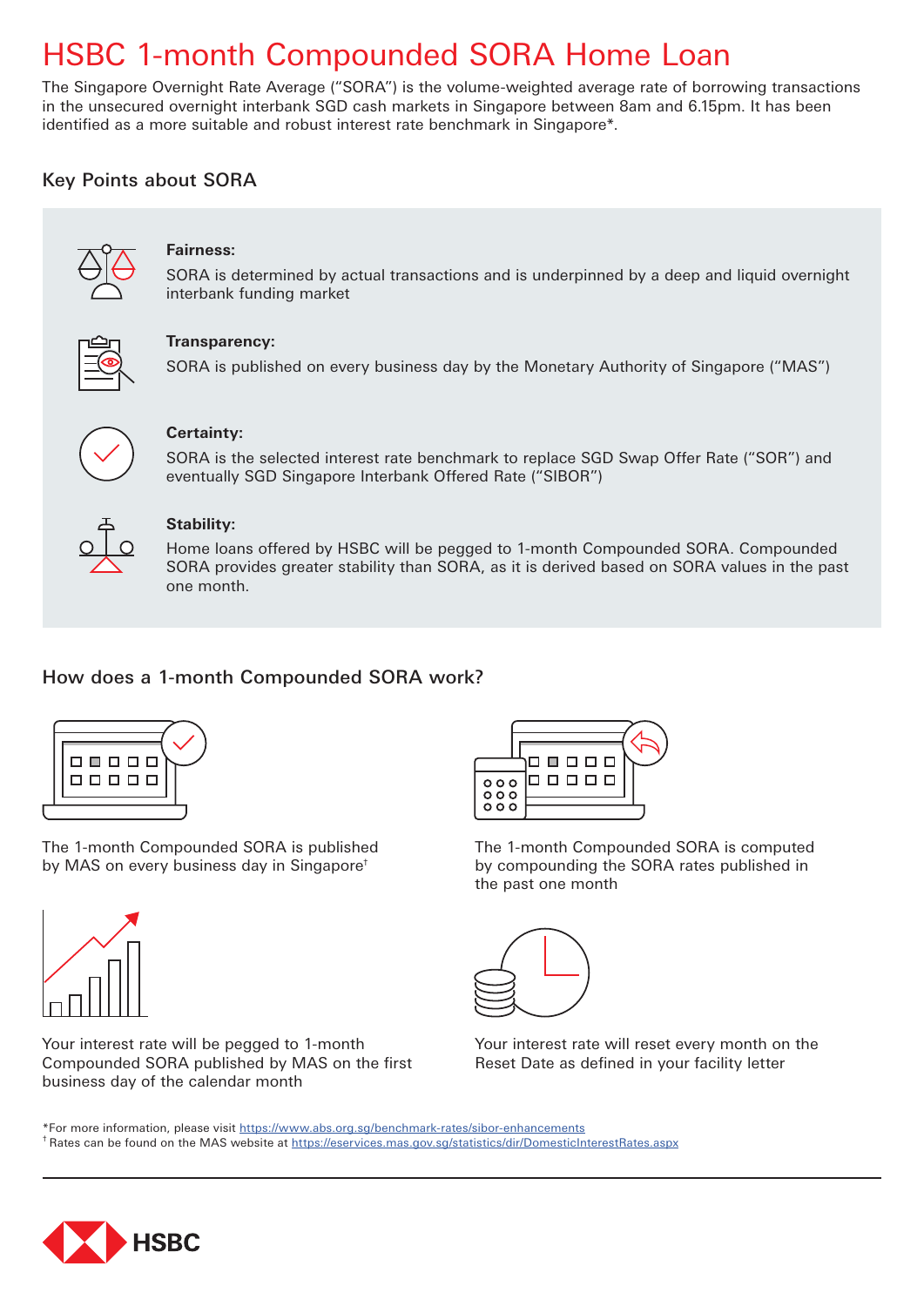# HSBC 1-month Compounded SORA Home Loan

The Singapore Overnight Rate Average ("SORA") is the volume-weighted average rate of borrowing transactions in the unsecured overnight interbank SGD cash markets in Singapore between 8am and 6.15pm. It has been identified as a more suitable and robust interest rate benchmark in Singapore*.

## Key Points about SORA

**Fairness:**
SORA is determined by actual transactions and is underpinned by a deep and liquid overnight interbank funding market

**Transparency:**
SORA is published on every business day by the Monetary Authority of Singapore ("MAS")

**Certainty:**
SORA is the selected interest rate benchmark to replace SGD Swap Offer Rate ("SOR") and eventually SGD Singapore Interbank Offered Rate ("SIBOR")

**Stability:**
Home loans offered by HSBC will be pegged to 1-month Compounded SORA. Compounded SORA provides greater stability than SORA, as it is derived based on SORA values in the past one month.

## How does a 1-month Compounded SORA work?

The 1-month Compounded SORA is published by MAS on every business day in Singapore[†]

The 1-month Compounded SORA is computed by compounding the SORA rates published in the past one month

Your interest rate will be pegged to 1-month Compounded SORA published by MAS on the first business day of the calendar month

Your interest rate will reset every month on the Reset Date as defined in your facility letter

*For more information, please visit https://www.abs.org.sg/benchmark-rates/sibor-enhancements
[†] Rates can be found on the MAS website at https://eservices.mas.gov.sg/statistics/dir/DomesticInterestRates.aspx

HSBC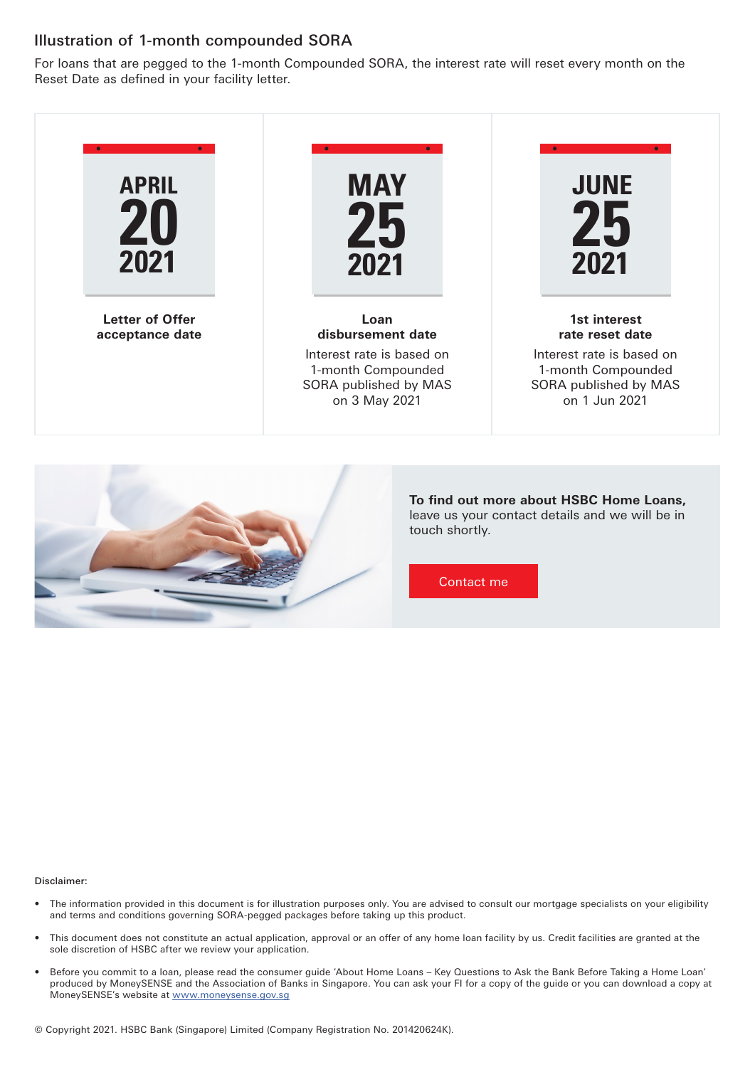## Illustration of 1-month compounded SORA

For loans that are pegged to the 1-month Compounded SORA, the interest rate will reset every month on the Reset Date as defined in your facility letter.

| APRIL 20 2021 | MAY 25 2021 | JUNE 25 2021 |
|---|---|---|
| **Letter of Offer acceptance date** | **Loan disbursement date** | **1st interest rate reset date** |
| | Interest rate is based on 1-month Compounded SORA published by MAS on 3 May 2021 | Interest rate is based on 1-month Compounded SORA published by MAS on 1 Jun 2021 |

**To find out more about HSBC Home Loans,** leave us your contact details and we will be in touch shortly.

Contact me

Disclaimer:

- The information provided in this document is for illustration purposes only. You are advised to consult our mortgage specialists on your eligibility and terms and conditions governing SORA-pegged packages before taking up this product.
- This document does not constitute an actual application, approval or an offer of any home loan facility by us. Credit facilities are granted at the sole discretion of HSBC after we review your application.
- Before you commit to a loan, please read the consumer guide 'About Home Loans – Key Questions to Ask the Bank Before Taking a Home Loan' produced by MoneySENSE and the Association of Banks in Singapore. You can ask your FI for a copy of the guide or you can download a copy at MoneySENSE's website at www.moneysense.gov.sg

© Copyright 2021. HSBC Bank (Singapore) Limited (Company Registration No. 201420624K).